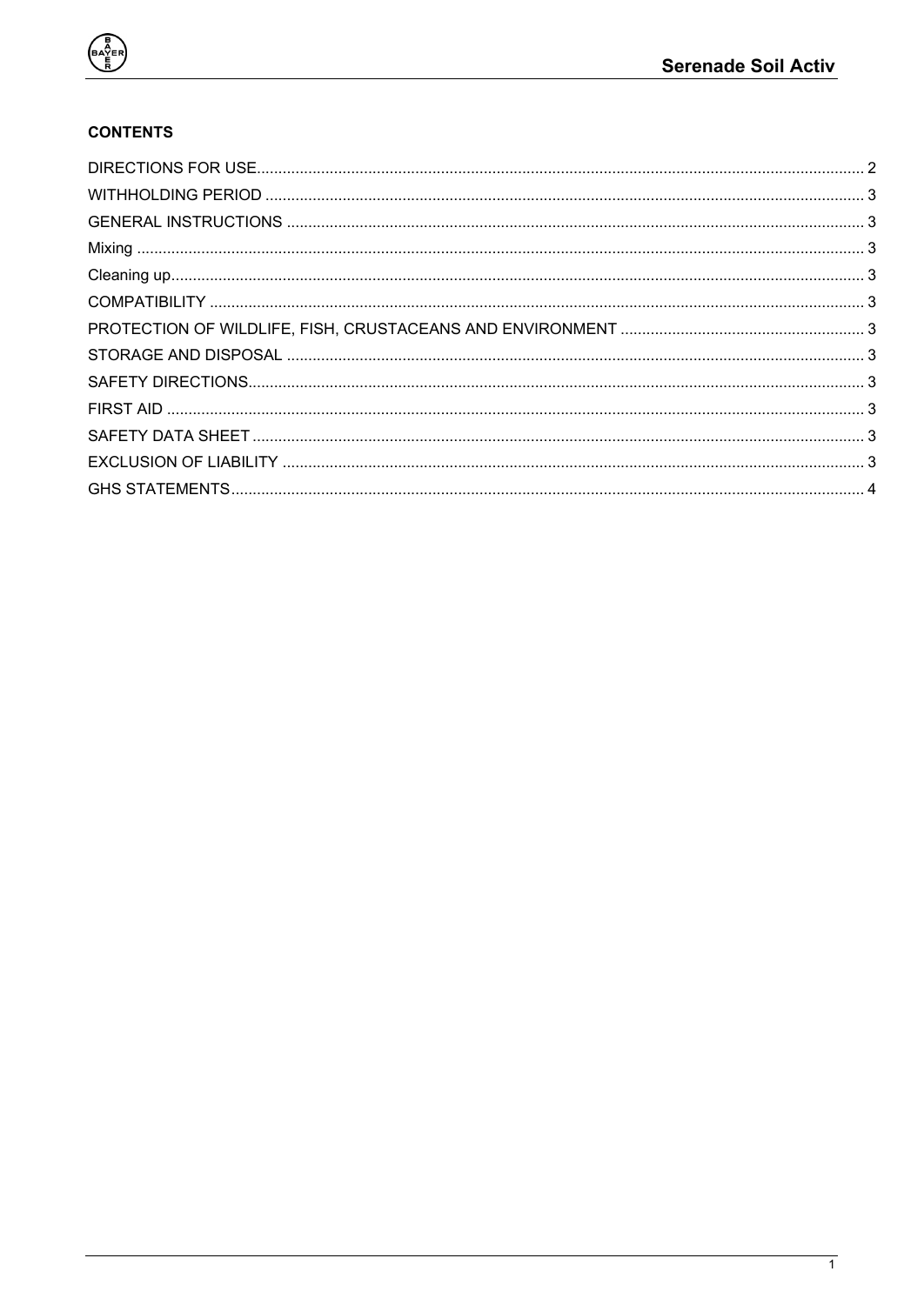**CONTENTS**

DIRECTIONS FOR USE ... 2
WITHHOLDING PERIOD ... 3
GENERAL INSTRUCTIONS ... 3
Mixing ... 3
Cleaning up ... 3
COMPATIBILITY ... 3
PROTECTION OF WILDLIFE, FISH, CRUSTACEANS AND ENVIRONMENT ... 3
STORAGE AND DISPOSAL ... 3
SAFETY DIRECTIONS ... 3
FIRST AID ... 3
SAFETY DATA SHEET ... 3
EXCLUSION OF LIABILITY ... 3
GHS STATEMENTS ... 4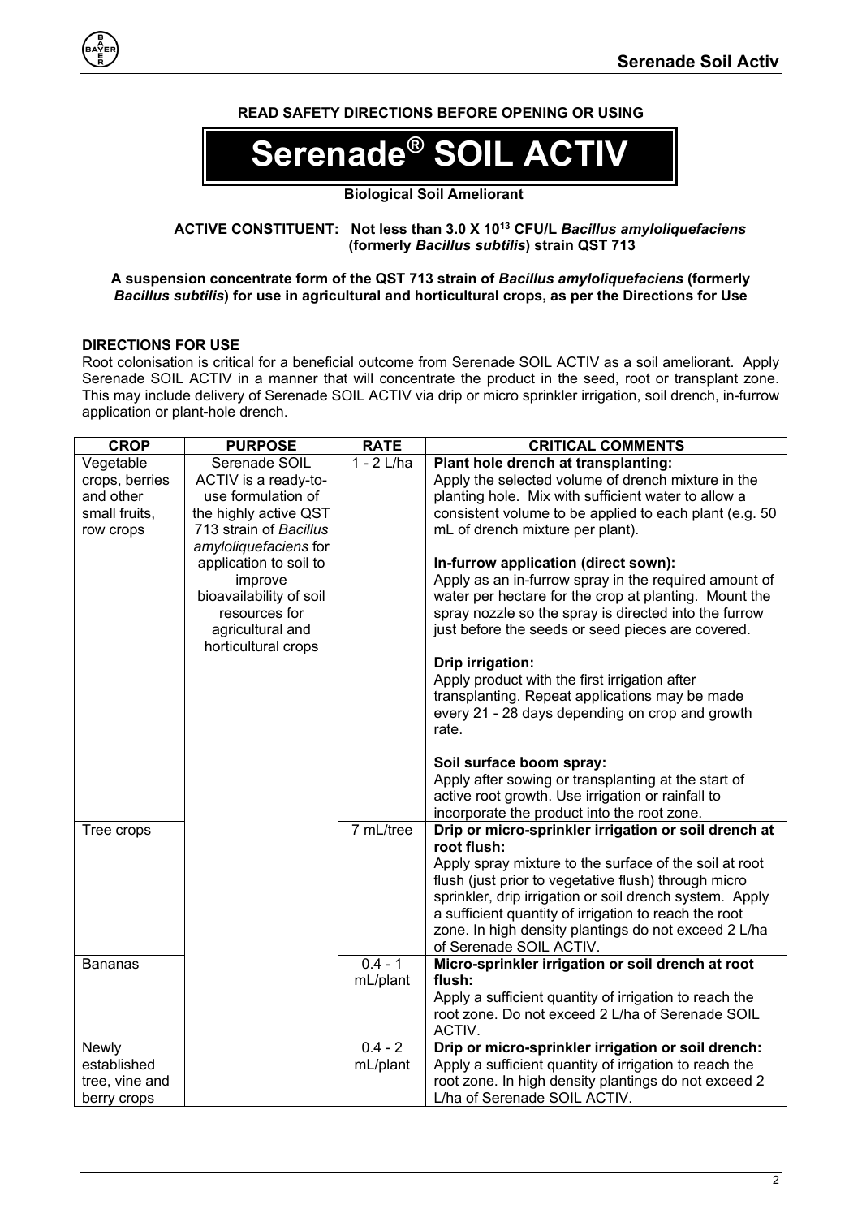**READ SAFETY DIRECTIONS BEFORE OPENING OR USING**

# Serenade® SOIL ACTIV

**Biological Soil Ameliorant**

**ACTIVE CONSTITUENT: Not less than 3.0 X $10^{13}$ CFU/L *Bacillus amyloliquefaciens* (formerly *Bacillus subtilis*) strain QST 713**

**A suspension concentrate form of the QST 713 strain of *Bacillus amyloliquefaciens* (formerly *Bacillus subtilis*) for use in agricultural and horticultural crops, as per the Directions for Use**

**DIRECTIONS FOR USE**

Root colonisation is critical for a beneficial outcome from Serenade SOIL ACTIV as a soil ameliorant. Apply Serenade SOIL ACTIV in a manner that will concentrate the product in the seed, root or transplant zone. This may include delivery of Serenade SOIL ACTIV via drip or micro sprinkler irrigation, soil drench, in-furrow application or plant-hole drench.

| CROP | PURPOSE | RATE | CRITICAL COMMENTS |
|---|---|---|---|
| Vegetable crops, berries and other small fruits, row crops | Serenade SOIL ACTIV is a ready-to-use formulation of the highly active QST 713 strain of *Bacillus amyloliquefaciens* for application to soil to improve bioavailability of soil resources for agricultural and horticultural crops | 1 - 2 L/ha | **Plant hole drench at transplanting:** Apply the selected volume of drench mixture in the planting hole. Mix with sufficient water to allow a consistent volume to be applied to each plant (e.g. 50 mL of drench mixture per plant). **In-furrow application (direct sown):** Apply as an in-furrow spray in the required amount of water per hectare for the crop at planting. Mount the spray nozzle so the spray is directed into the furrow just before the seeds or seed pieces are covered. **Drip irrigation:** Apply product with the first irrigation after transplanting. Repeat applications may be made every 21 - 28 days depending on crop and growth rate. **Soil surface boom spray:** Apply after sowing or transplanting at the start of active root growth. Use irrigation or rainfall to incorporate the product into the root zone. |
| Tree crops | | 7 mL/tree | **Drip or micro-sprinkler irrigation or soil drench at root flush:** Apply spray mixture to the surface of the soil at root flush (just prior to vegetative flush) through micro sprinkler, drip irrigation or soil drench system. Apply a sufficient quantity of irrigation to reach the root zone. In high density plantings do not exceed 2 L/ha of Serenade SOIL ACTIV. |
| Bananas | | 0.4 - 1 mL/plant | **Micro-sprinkler irrigation or soil drench at root flush:** Apply a sufficient quantity of irrigation to reach the root zone. Do not exceed 2 L/ha of Serenade SOIL ACTIV. |
| Newly established tree, vine and berry crops | | 0.4 - 2 mL/plant | **Drip or micro-sprinkler irrigation or soil drench:** Apply a sufficient quantity of irrigation to reach the root zone. In high density plantings do not exceed 2 L/ha of Serenade SOIL ACTIV. |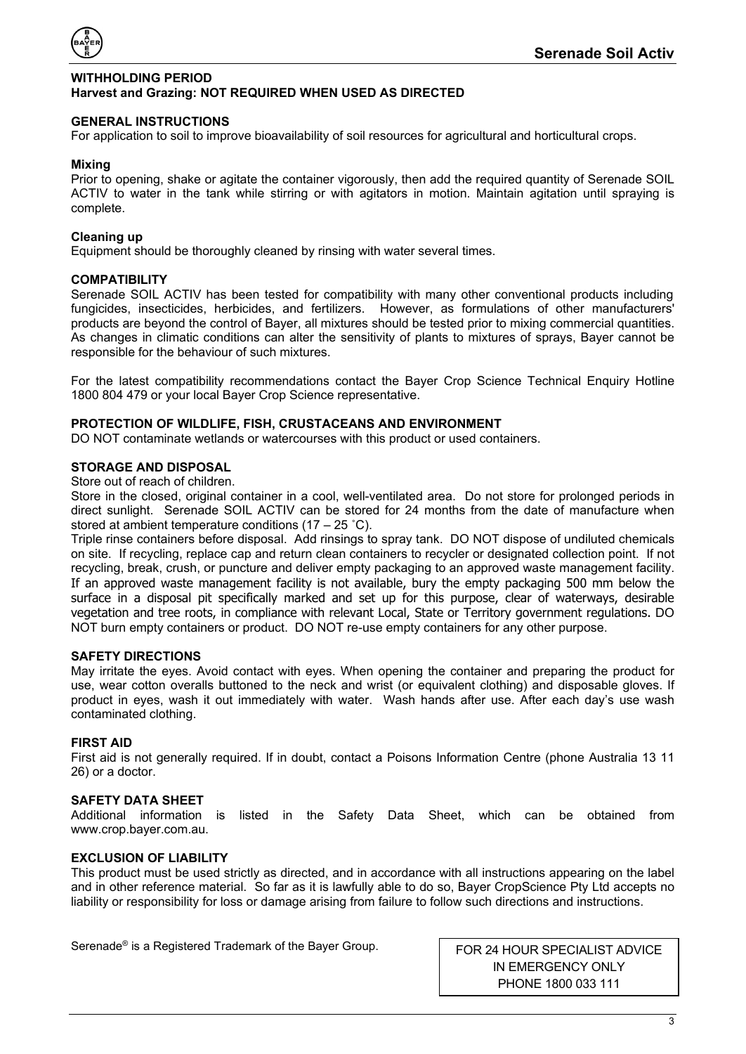## WITHHOLDING PERIOD

**Harvest and Grazing: NOT REQUIRED WHEN USED AS DIRECTED**

## GENERAL INSTRUCTIONS

For application to soil to improve bioavailability of soil resources for agricultural and horticultural crops.

### Mixing

Prior to opening, shake or agitate the container vigorously, then add the required quantity of Serenade SOIL ACTIV to water in the tank while stirring or with agitators in motion. Maintain agitation until spraying is complete.

### Cleaning up

Equipment should be thoroughly cleaned by rinsing with water several times.

## COMPATIBILITY

Serenade SOIL ACTIV has been tested for compatibility with many other conventional products including fungicides, insecticides, herbicides, and fertilizers. However, as formulations of other manufacturers' products are beyond the control of Bayer, all mixtures should be tested prior to mixing commercial quantities. As changes in climatic conditions can alter the sensitivity of plants to mixtures of sprays, Bayer cannot be responsible for the behaviour of such mixtures.

For the latest compatibility recommendations contact the Bayer Crop Science Technical Enquiry Hotline 1800 804 479 or your local Bayer Crop Science representative.

## PROTECTION OF WILDLIFE, FISH, CRUSTACEANS AND ENVIRONMENT

DO NOT contaminate wetlands or watercourses with this product or used containers.

## STORAGE AND DISPOSAL

Store out of reach of children.

Store in the closed, original container in a cool, well-ventilated area. Do not store for prolonged periods in direct sunlight. Serenade SOIL ACTIV can be stored for 24 months from the date of manufacture when stored at ambient temperature conditions (17 – 25 ˚C).

Triple rinse containers before disposal. Add rinsings to spray tank. DO NOT dispose of undiluted chemicals on site. If recycling, replace cap and return clean containers to recycler or designated collection point. If not recycling, break, crush, or puncture and deliver empty packaging to an approved waste management facility. If an approved waste management facility is not available, bury the empty packaging 500 mm below the surface in a disposal pit specifically marked and set up for this purpose, clear of waterways, desirable vegetation and tree roots, in compliance with relevant Local, State or Territory government regulations. DO NOT burn empty containers or product. DO NOT re-use empty containers for any other purpose.

## SAFETY DIRECTIONS

May irritate the eyes. Avoid contact with eyes. When opening the container and preparing the product for use, wear cotton overalls buttoned to the neck and wrist (or equivalent clothing) and disposable gloves. If product in eyes, wash it out immediately with water. Wash hands after use. After each day's use wash contaminated clothing.

## FIRST AID

First aid is not generally required. If in doubt, contact a Poisons Information Centre (phone Australia 13 11 26) or a doctor.

## SAFETY DATA SHEET

Additional information is listed in the Safety Data Sheet, which can be obtained from www.crop.bayer.com.au.

## EXCLUSION OF LIABILITY

This product must be used strictly as directed, and in accordance with all instructions appearing on the label and in other reference material. So far as it is lawfully able to do so, Bayer CropScience Pty Ltd accepts no liability or responsibility for loss or damage arising from failure to follow such directions and instructions.

Serenade® is a Registered Trademark of the Bayer Group.

FOR 24 HOUR SPECIALIST ADVICE
IN EMERGENCY ONLY
PHONE 1800 033 111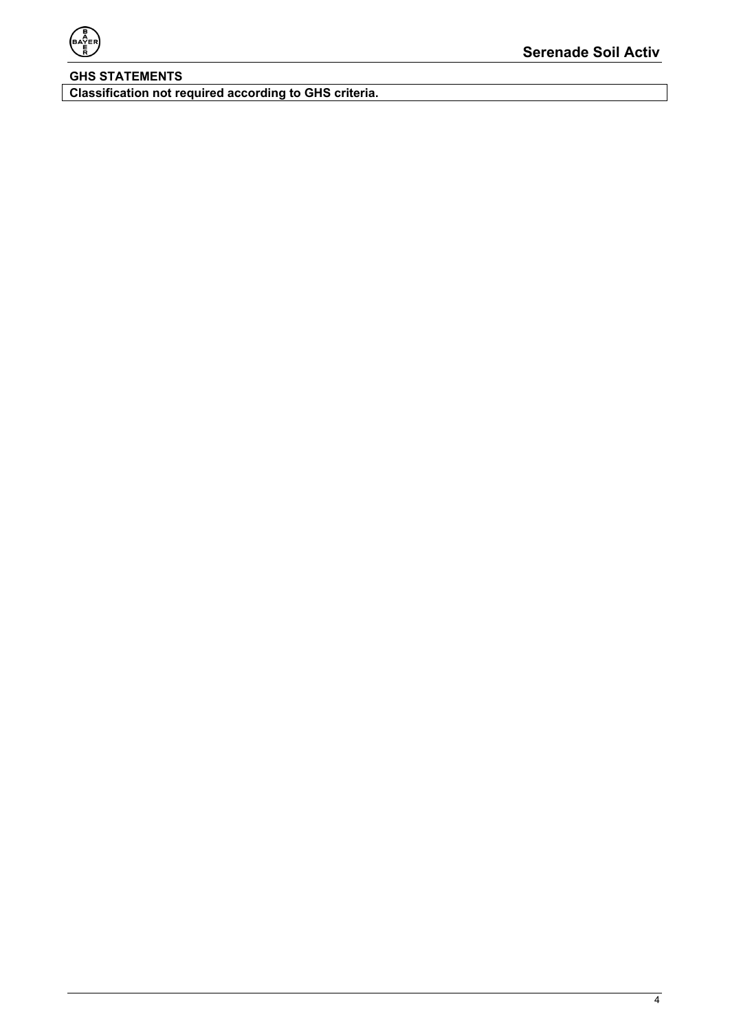**GHS STATEMENTS**

| |
|---|
| **Classification not required according to GHS criteria.** |